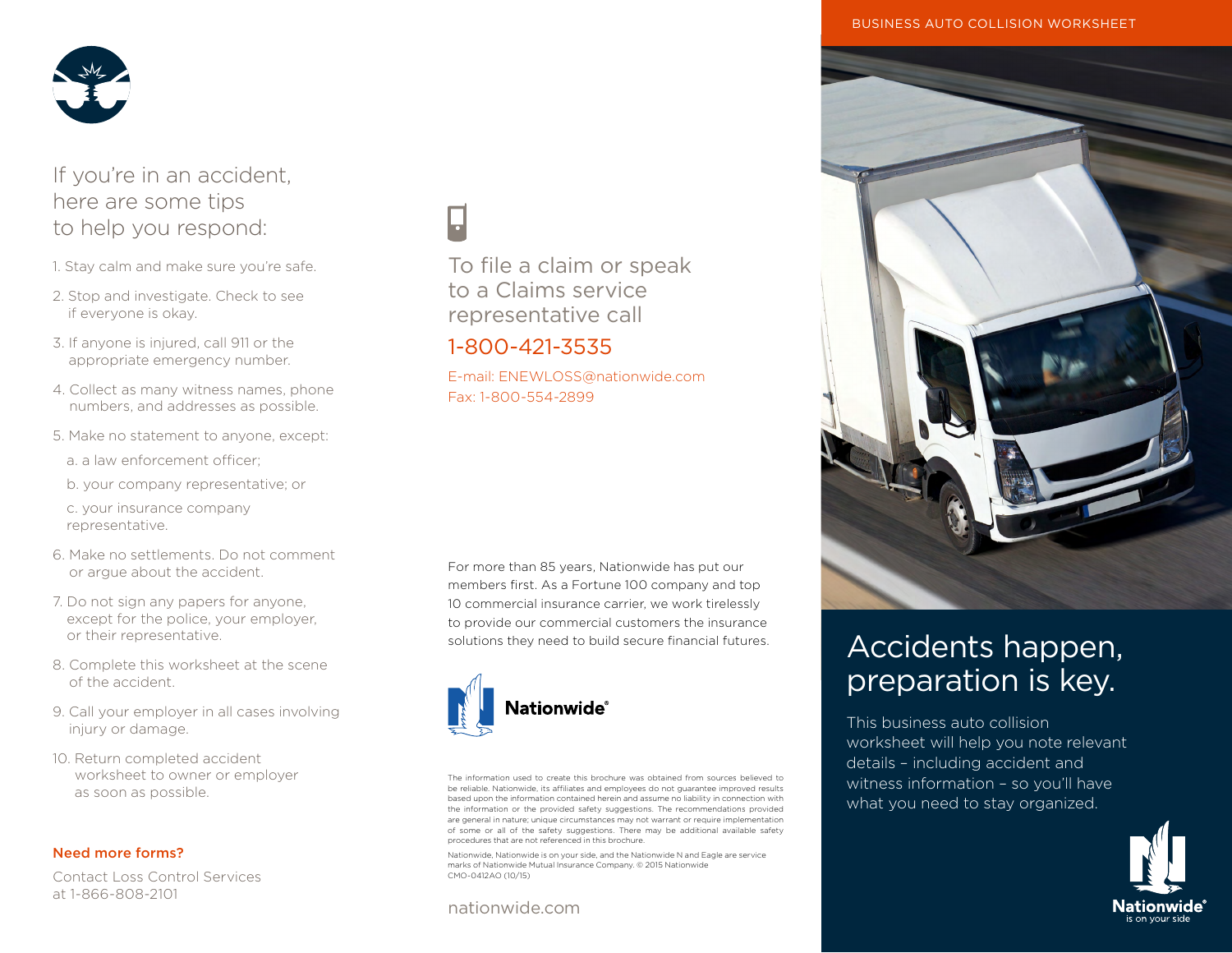If you're in an accident, here are some tips to help you respond:

1. Stay calm and make sure you're safe.
2. Stop and investigate. Check to see if everyone is okay.
3. If anyone is injured, call 911 or the appropriate emergency number.
4. Collect as many witness names, phone numbers, and addresses as possible.
5. Make no statement to anyone, except:
   a. a law enforcement officer;
   b. your company representative; or
   c. your insurance company representative.
6. Make no settlements. Do not comment or argue about the accident.
7. Do not sign any papers for anyone, except for the police, your employer, or their representative.
8. Complete this worksheet at the scene of the accident.
9. Call your employer in all cases involving injury or damage.
10. Return completed accident worksheet to owner or employer as soon as possible.

**Need more forms?**

Contact Loss Control Services at 1-866-808-2101

To file a claim or speak to a Claims service representative call

1-800-421-3535

E-mail: ENEWLOSS@nationwide.com
Fax: 1-800-554-2899

For more than 85 years, Nationwide has put our members first. As a Fortune 100 company and top 10 commercial insurance carrier, we work tirelessly to provide our commercial customers the insurance solutions they need to build secure financial futures.

Nationwide®

The information used to create this brochure was obtained from sources believed to be reliable. Nationwide, its affiliates and employees do not guarantee improved results based upon the information contained herein and assume no liability in connection with the information or the provided safety suggestions. The recommendations provided are general in nature; unique circumstances may not warrant or require implementation of some or all of the safety suggestions. There may be additional available safety procedures that are not referenced in this brochure.

Nationwide, Nationwide is on your side, and the Nationwide N and Eagle are service marks of Nationwide Mutual Insurance Company. © 2015 Nationwide
CMO-0412AO (10/15)

nationwide.com

BUSINESS AUTO COLLISION WORKSHEET

# Accidents happen, preparation is key.

This business auto collision worksheet will help you note relevant details – including accident and witness information – so you'll have what you need to stay organized.

Nationwide® is on your side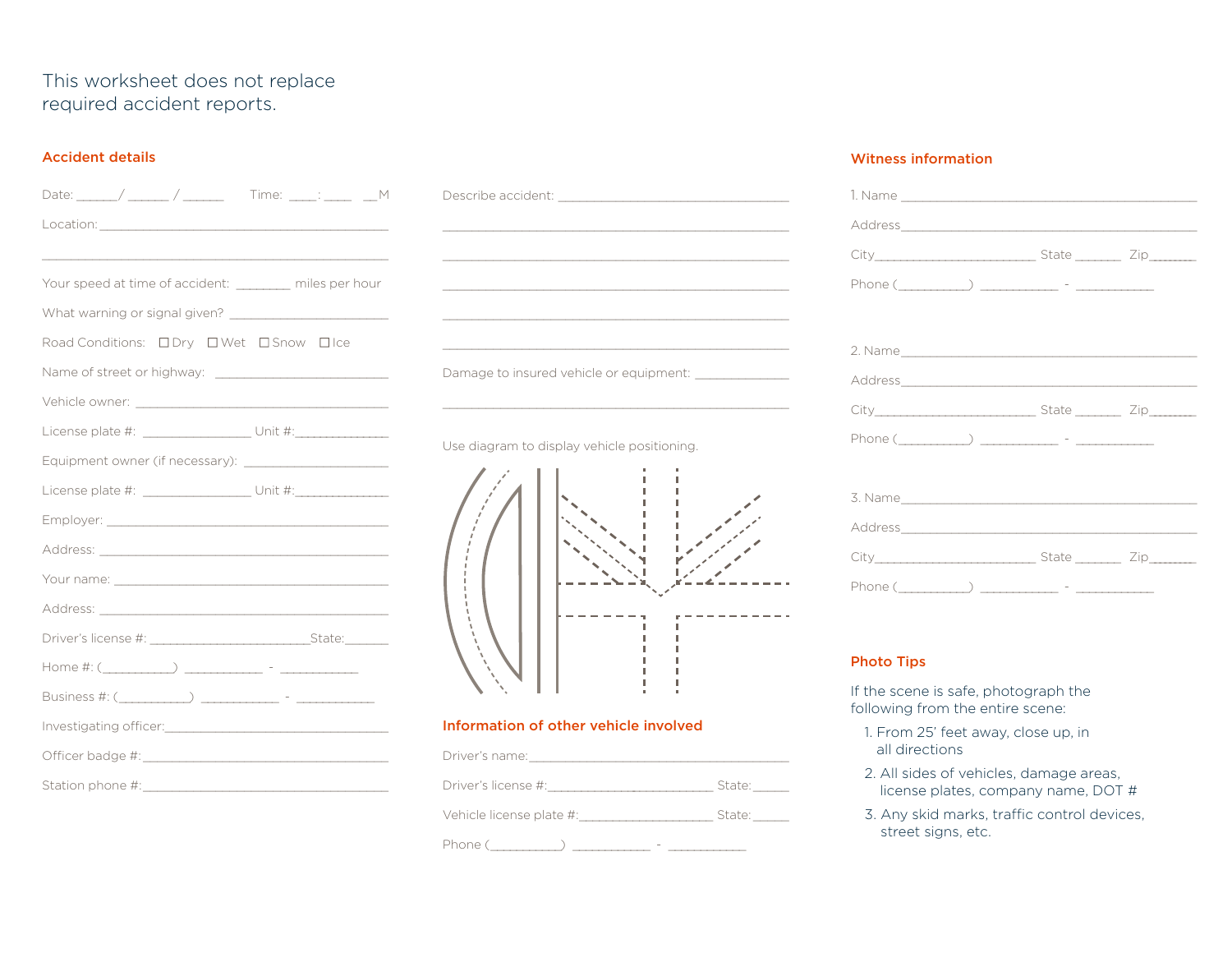This worksheet does not replace required accident reports.

## Accident details

Date: ______/ ______ / ______ Time: ____: ____ __M

Location: ____________________________________________

____________________________________________

Your speed at time of accident: ________ miles per hour

What warning or signal given? ________________________

Road Conditions: ☐ Dry ☐ Wet ☐ Snow ☐ Ice

Name of street or highway: ___________________________

Vehicle owner: ______________________________________

License plate #: ________________ Unit #:_______________

Equipment owner (if necessary): ______________________

License plate #: ________________ Unit #:_______________

Employer: __________________________________________

Address: ___________________________________________

Your name: _________________________________________

Address: ___________________________________________

Driver's license #: ________________________State:_______

Home #: (___________) ____________ - ____________

Business #: (___________) ____________ - ____________

Investigating officer:_____________________________________

Officer badge #:_________________________________________

Station phone #:_________________________________________

Describe accident: ___________________________________

____________________________________________

____________________________________________

____________________________________________

____________________________________________

____________________________________________

Damage to insured vehicle or equipment: ______________

____________________________________________

Use diagram to display vehicle positioning.

## Information of other vehicle involved

Driver's name:___________________________________________

Driver's license #:__________________________ State:______

Vehicle license plate #:_____________________ State:______

Phone (___________) ____________ - ____________

## Witness information

1. Name ____________________________________________

Address____________________________________________

City_________________________ State _______ Zip_______

Phone (___________) ____________ - ____________

2. Name____________________________________________

Address____________________________________________

City_________________________ State _______ Zip_______

Phone (___________) ____________ - ____________

3. Name____________________________________________

Address____________________________________________

City_________________________ State _______ Zip_______

Phone (___________) ____________ - ____________

## Photo Tips

If the scene is safe, photograph the following from the entire scene:

1. From 25' feet away, close up, in all directions
2. All sides of vehicles, damage areas, license plates, company name, DOT #
3. Any skid marks, traffic control devices, street signs, etc.